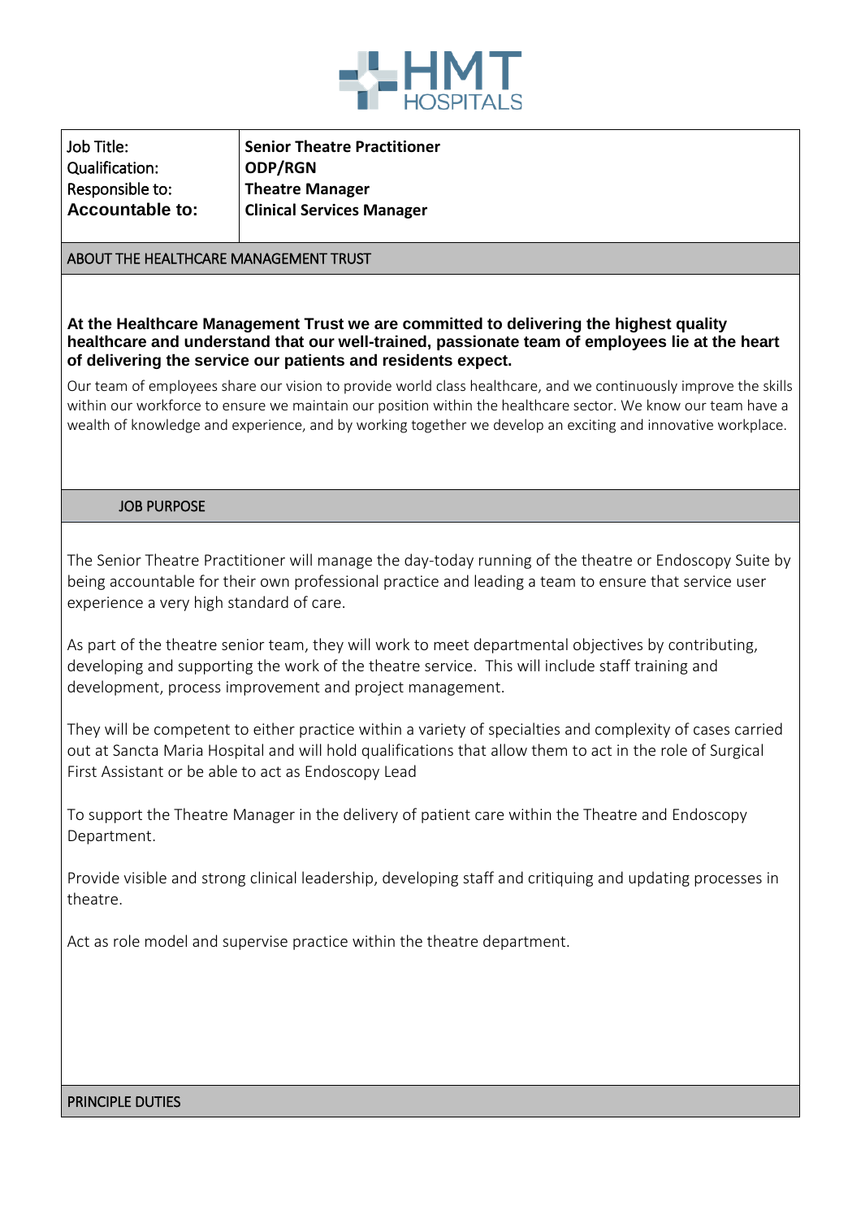HMT HOSPITALS

| Job Title: | Senior Theatre Practitioner |
|---|---|
| Qualification: | ODP/RGN |
| Responsible to: | Theatre Manager |
| Accountable to: | Clinical Services Manager |

## ABOUT THE HEALTHCARE MANAGEMENT TRUST

**At the Healthcare Management Trust we are committed to delivering the highest quality healthcare and understand that our well-trained, passionate team of employees lie at the heart of delivering the service our patients and residents expect.**

Our team of employees share our vision to provide world class healthcare, and we continuously improve the skills within our workforce to ensure we maintain our position within the healthcare sector. We know our team have a wealth of knowledge and experience, and by working together we develop an exciting and innovative workplace.

## JOB PURPOSE

The Senior Theatre Practitioner will manage the day-today running of the theatre or Endoscopy Suite by being accountable for their own professional practice and leading a team to ensure that service user experience a very high standard of care.

As part of the theatre senior team, they will work to meet departmental objectives by contributing, developing and supporting the work of the theatre service. This will include staff training and development, process improvement and project management.

They will be competent to either practice within a variety of specialties and complexity of cases carried out at Sancta Maria Hospital and will hold qualifications that allow them to act in the role of Surgical First Assistant or be able to act as Endoscopy Lead

To support the Theatre Manager in the delivery of patient care within the Theatre and Endoscopy Department.

Provide visible and strong clinical leadership, developing staff and critiquing and updating processes in theatre.

Act as role model and supervise practice within the theatre department.

## PRINCIPLE DUTIES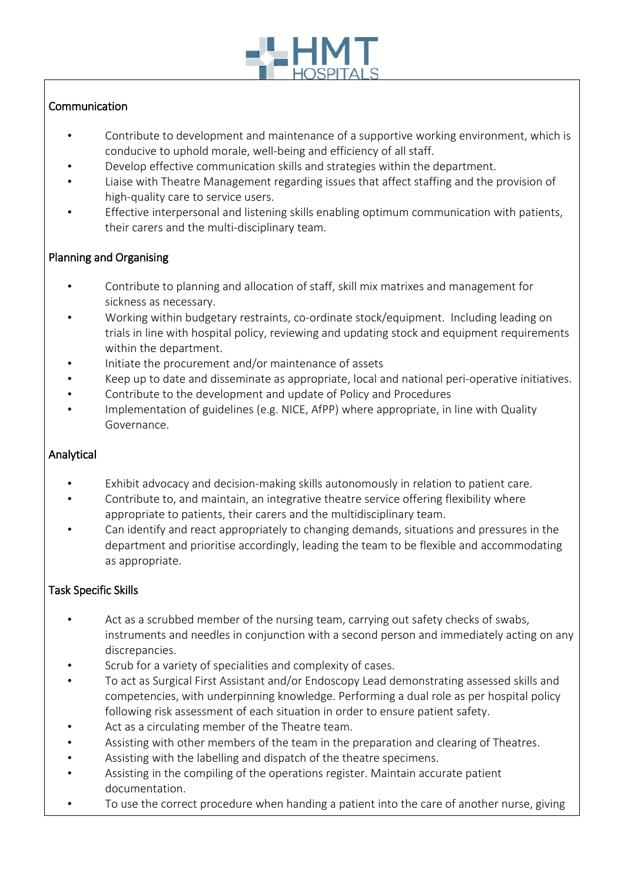### Communication

- Contribute to development and maintenance of a supportive working environment, which is conducive to uphold morale, well-being and efficiency of all staff.
- Develop effective communication skills and strategies within the department.
- Liaise with Theatre Management regarding issues that affect staffing and the provision of high-quality care to service users.
- Effective interpersonal and listening skills enabling optimum communication with patients, their carers and the multi-disciplinary team.

### Planning and Organising

- Contribute to planning and allocation of staff, skill mix matrixes and management for sickness as necessary.
- Working within budgetary restraints, co-ordinate stock/equipment. Including leading on trials in line with hospital policy, reviewing and updating stock and equipment requirements within the department.
- Initiate the procurement and/or maintenance of assets
- Keep up to date and disseminate as appropriate, local and national peri-operative initiatives.
- Contribute to the development and update of Policy and Procedures
- Implementation of guidelines (e.g. NICE, AfPP) where appropriate, in line with Quality Governance.

### Analytical

- Exhibit advocacy and decision-making skills autonomously in relation to patient care.
- Contribute to, and maintain, an integrative theatre service offering flexibility where appropriate to patients, their carers and the multidisciplinary team.
- Can identify and react appropriately to changing demands, situations and pressures in the department and prioritise accordingly, leading the team to be flexible and accommodating as appropriate.

### Task Specific Skills

- Act as a scrubbed member of the nursing team, carrying out safety checks of swabs, instruments and needles in conjunction with a second person and immediately acting on any discrepancies.
- Scrub for a variety of specialities and complexity of cases.
- To act as Surgical First Assistant and/or Endoscopy Lead demonstrating assessed skills and competencies, with underpinning knowledge. Performing a dual role as per hospital policy following risk assessment of each situation in order to ensure patient safety.
- Act as a circulating member of the Theatre team.
- Assisting with other members of the team in the preparation and clearing of Theatres.
- Assisting with the labelling and dispatch of the theatre specimens.
- Assisting in the compiling of the operations register. Maintain accurate patient documentation.
- To use the correct procedure when handing a patient into the care of another nurse, giving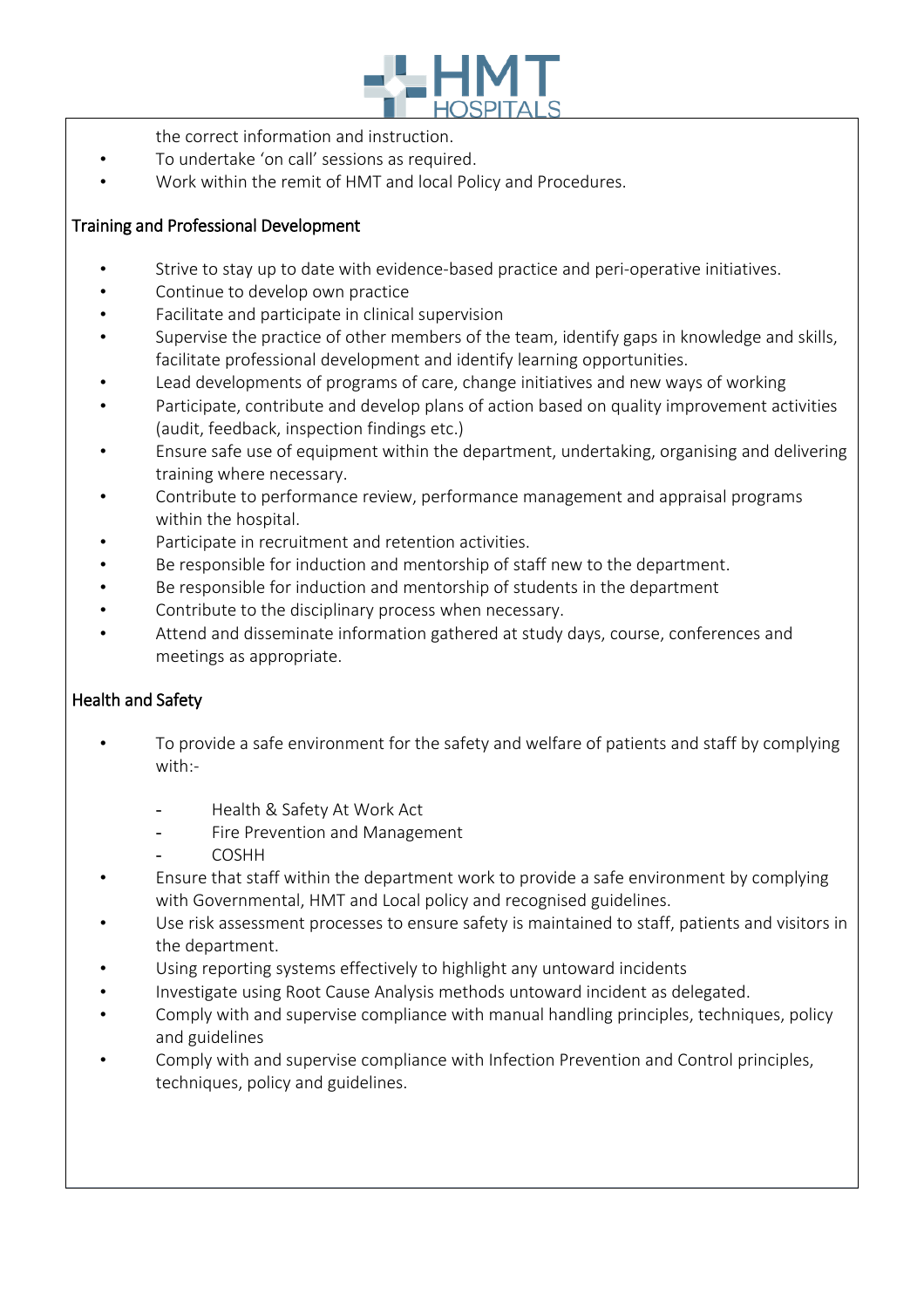the correct information and instruction.

- To undertake 'on call' sessions as required.
- Work within the remit of HMT and local Policy and Procedures.

## Training and Professional Development

- Strive to stay up to date with evidence-based practice and peri-operative initiatives.
- Continue to develop own practice
- Facilitate and participate in clinical supervision
- Supervise the practice of other members of the team, identify gaps in knowledge and skills, facilitate professional development and identify learning opportunities.
- Lead developments of programs of care, change initiatives and new ways of working
- Participate, contribute and develop plans of action based on quality improvement activities (audit, feedback, inspection findings etc.)
- Ensure safe use of equipment within the department, undertaking, organising and delivering training where necessary.
- Contribute to performance review, performance management and appraisal programs within the hospital.
- Participate in recruitment and retention activities.
- Be responsible for induction and mentorship of staff new to the department.
- Be responsible for induction and mentorship of students in the department
- Contribute to the disciplinary process when necessary.
- Attend and disseminate information gathered at study days, course, conferences and meetings as appropriate.

## Health and Safety

- To provide a safe environment for the safety and welfare of patients and staff by complying with:-
  - Health & Safety At Work Act
  - Fire Prevention and Management
  - COSHH
- Ensure that staff within the department work to provide a safe environment by complying with Governmental, HMT and Local policy and recognised guidelines.
- Use risk assessment processes to ensure safety is maintained to staff, patients and visitors in the department.
- Using reporting systems effectively to highlight any untoward incidents
- Investigate using Root Cause Analysis methods untoward incident as delegated.
- Comply with and supervise compliance with manual handling principles, techniques, policy and guidelines
- Comply with and supervise compliance with Infection Prevention and Control principles, techniques, policy and guidelines.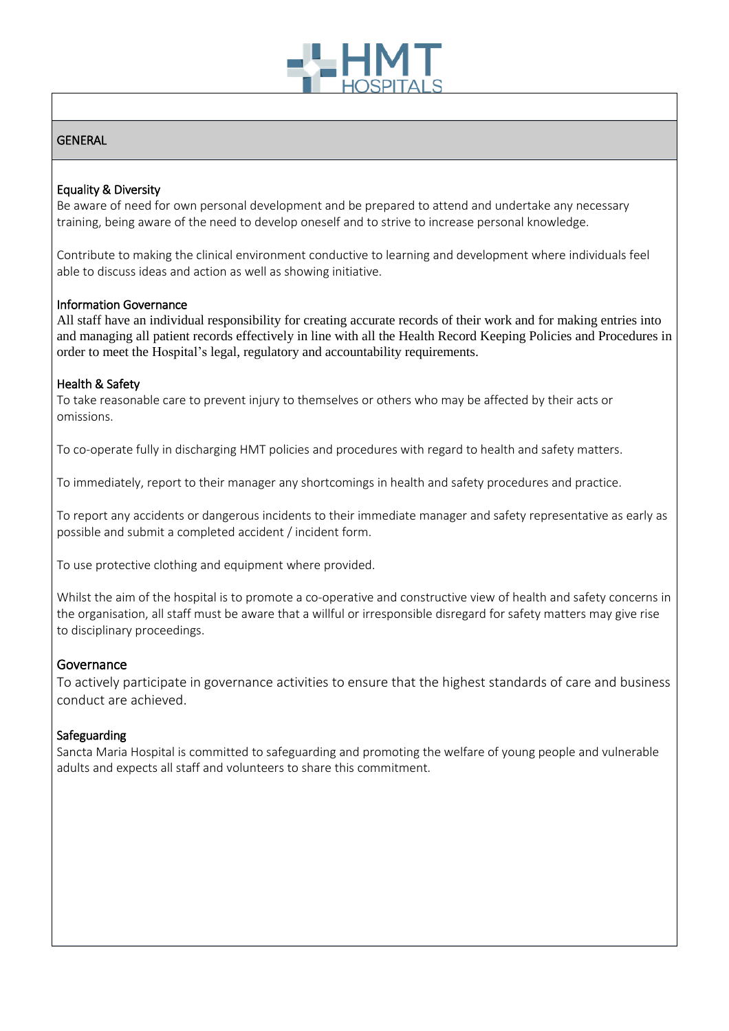## GENERAL

### Equality & Diversity

Be aware of need for own personal development and be prepared to attend and undertake any necessary training, being aware of the need to develop oneself and to strive to increase personal knowledge.

Contribute to making the clinical environment conductive to learning and development where individuals feel able to discuss ideas and action as well as showing initiative.

### Information Governance

All staff have an individual responsibility for creating accurate records of their work and for making entries into and managing all patient records effectively in line with all the Health Record Keeping Policies and Procedures in order to meet the Hospital's legal, regulatory and accountability requirements.

### Health & Safety

To take reasonable care to prevent injury to themselves or others who may be affected by their acts or omissions.

To co-operate fully in discharging HMT policies and procedures with regard to health and safety matters.

To immediately, report to their manager any shortcomings in health and safety procedures and practice.

To report any accidents or dangerous incidents to their immediate manager and safety representative as early as possible and submit a completed accident / incident form.

To use protective clothing and equipment where provided.

Whilst the aim of the hospital is to promote a co-operative and constructive view of health and safety concerns in the organisation, all staff must be aware that a willful or irresponsible disregard for safety matters may give rise to disciplinary proceedings.

### Governance

To actively participate in governance activities to ensure that the highest standards of care and business conduct are achieved.

### Safeguarding

Sancta Maria Hospital is committed to safeguarding and promoting the welfare of young people and vulnerable adults and expects all staff and volunteers to share this commitment.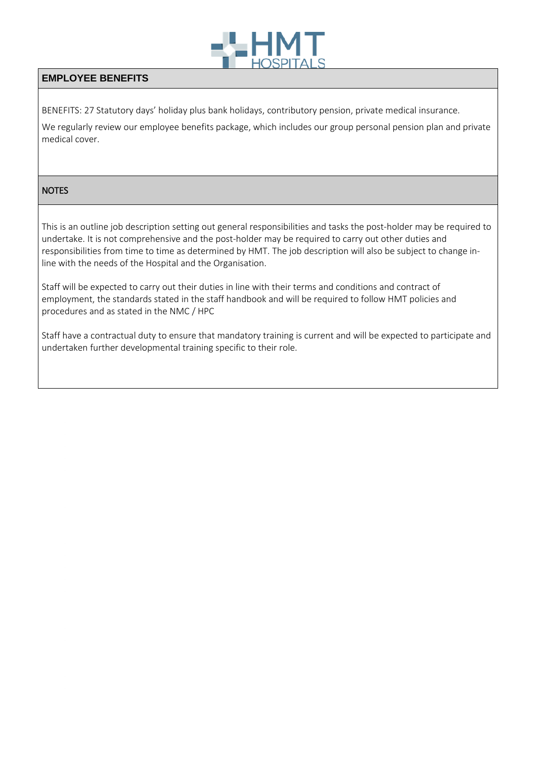## EMPLOYEE BENEFITS

BENEFITS: 27 Statutory days' holiday plus bank holidays, contributory pension, private medical insurance.

We regularly review our employee benefits package, which includes our group personal pension plan and private medical cover.

## NOTES

This is an outline job description setting out general responsibilities and tasks the post-holder may be required to undertake. It is not comprehensive and the post-holder may be required to carry out other duties and responsibilities from time to time as determined by HMT. The job description will also be subject to change in-line with the needs of the Hospital and the Organisation.

Staff will be expected to carry out their duties in line with their terms and conditions and contract of employment, the standards stated in the staff handbook and will be required to follow HMT policies and procedures and as stated in the NMC / HPC

Staff have a contractual duty to ensure that mandatory training is current and will be expected to participate and undertaken further developmental training specific to their role.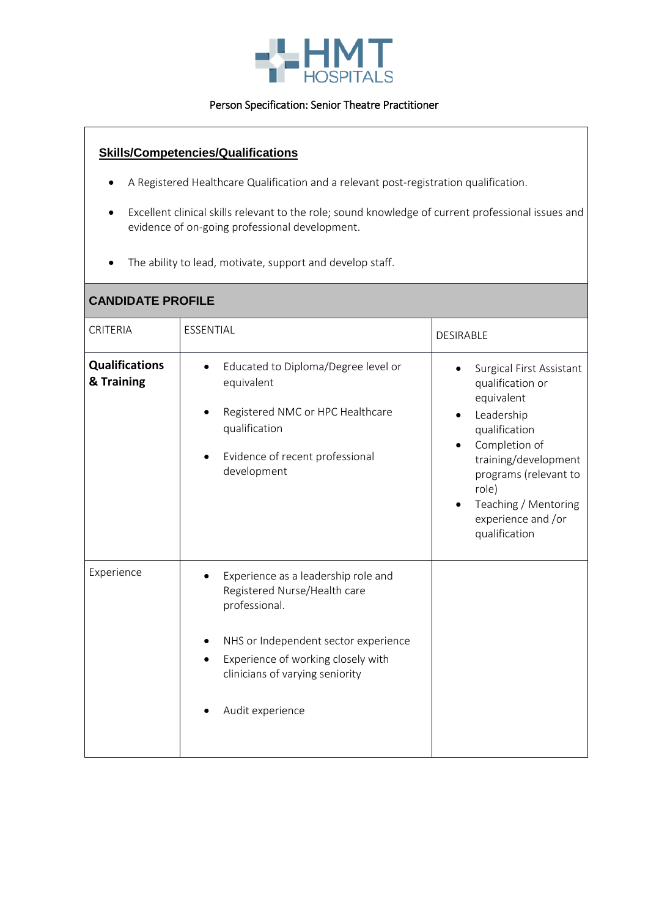HMT HOSPITALS

Person Specification: Senior Theatre Practitioner

## Skills/Competencies/Qualifications

- A Registered Healthcare Qualification and a relevant post-registration qualification.
- Excellent clinical skills relevant to the role; sound knowledge of current professional issues and evidence of on-going professional development.
- The ability to lead, motivate, support and develop staff.

## CANDIDATE PROFILE

| CRITERIA | ESSENTIAL | DESIRABLE |
|---|---|---|
| **Qualifications & Training** | • Educated to Diploma/Degree level or equivalent<br>• Registered NMC or HPC Healthcare qualification<br>• Evidence of recent professional development | • Surgical First Assistant qualification or equivalent<br>• Leadership qualification<br>• Completion of training/development programs (relevant to role)<br>• Teaching / Mentoring experience and /or qualification |
| Experience | • Experience as a leadership role and Registered Nurse/Health care professional.<br>• NHS or Independent sector experience<br>• Experience of working closely with clinicians of varying seniority<br>• Audit experience | |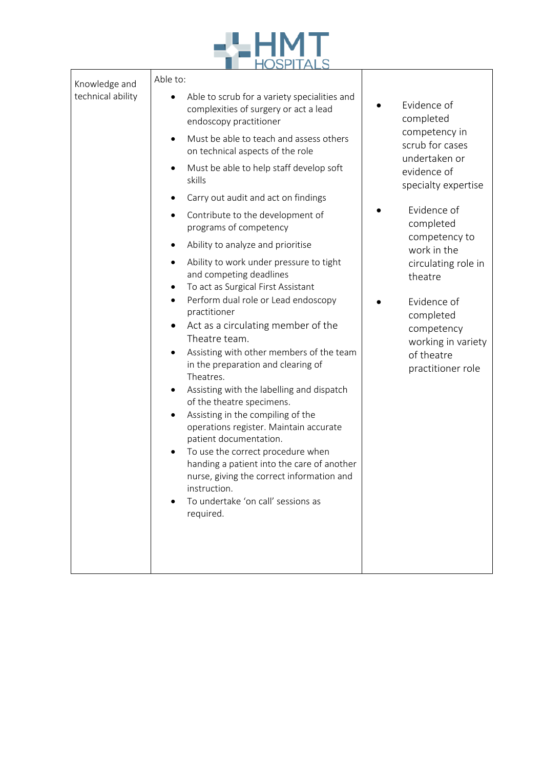| Knowledge and technical ability | Able to:<br>• Able to scrub for a variety specialities and complexities of surgery or act a lead endoscopy practitioner<br>• Must be able to teach and assess others on technical aspects of the role<br>• Must be able to help staff develop soft skills<br>• Carry out audit and act on findings<br>• Contribute to the development of programs of competency<br>• Ability to analyze and prioritise<br>• Ability to work under pressure to tight and competing deadlines<br>• To act as Surgical First Assistant<br>• Perform dual role or Lead endoscopy practitioner<br>• Act as a circulating member of the Theatre team.<br>• Assisting with other members of the team in the preparation and clearing of Theatres.<br>• Assisting with the labelling and dispatch of the theatre specimens.<br>• Assisting in the compiling of the operations register. Maintain accurate patient documentation.<br>• To use the correct procedure when handing a patient into the care of another nurse, giving the correct information and instruction.<br>• To undertake 'on call' sessions as required. | • Evidence of completed competency in scrub for cases undertaken or evidence of specialty expertise<br>• Evidence of completed competency to work in the circulating role in theatre<br>• Evidence of completed competency working in variety of theatre practitioner role |
|---|---|---|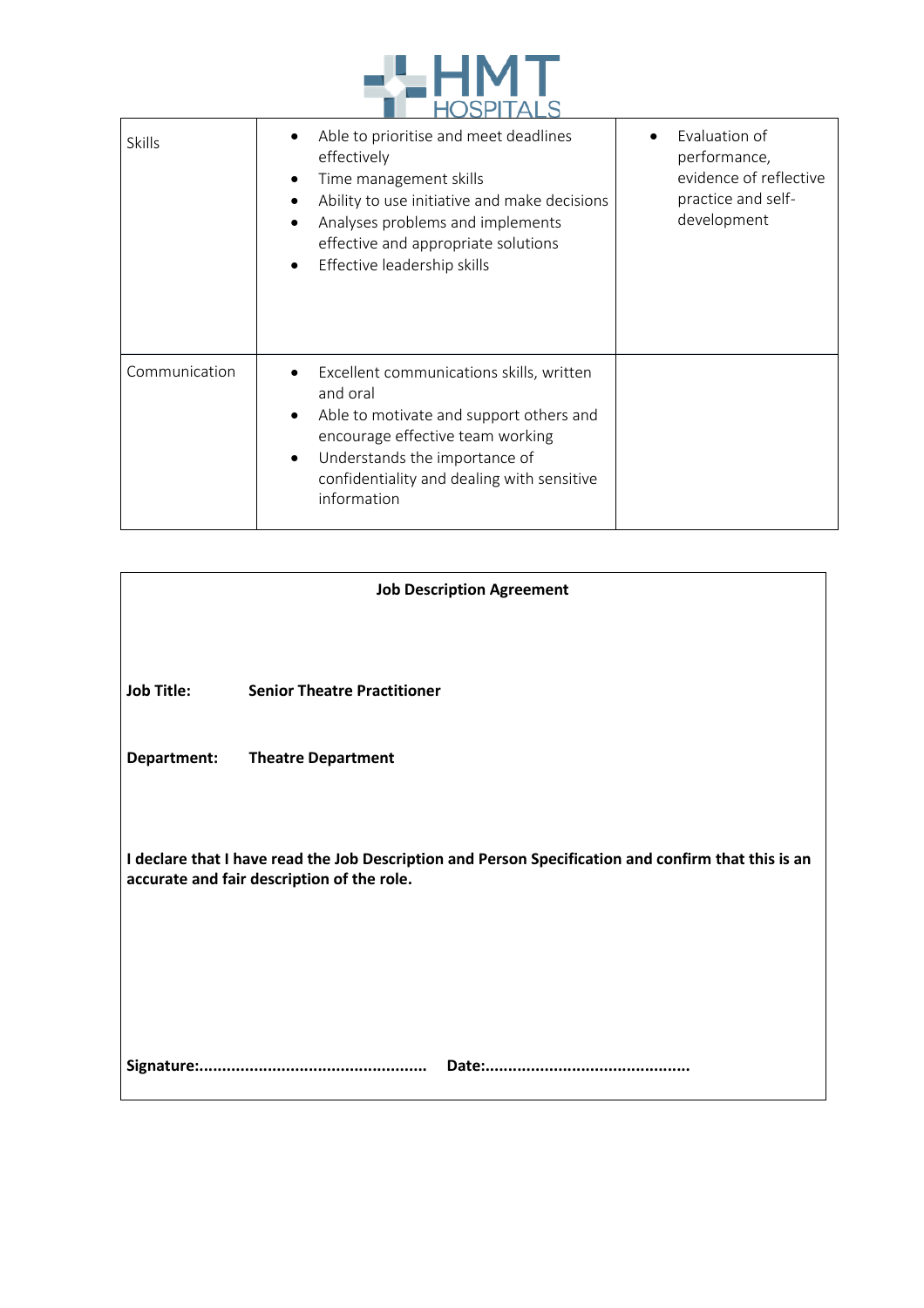| | | |
|---|---|---|
| Skills | • Able to prioritise and meet deadlines effectively<br>• Time management skills<br>• Ability to use initiative and make decisions<br>• Analyses problems and implements effective and appropriate solutions<br>• Effective leadership skills | • Evaluation of performance, evidence of reflective practice and self-development |
| Communication | • Excellent communications skills, written and oral<br>• Able to motivate and support others and encourage effective team working<br>• Understands the importance of confidentiality and dealing with sensitive information | |

**Job Description Agreement**

**Job Title:** **Senior Theatre Practitioner**

**Department:** **Theatre Department**

**I declare that I have read the Job Description and Person Specification and confirm that this is an accurate and fair description of the role.**

**Signature:.................................................. Date:............................................**